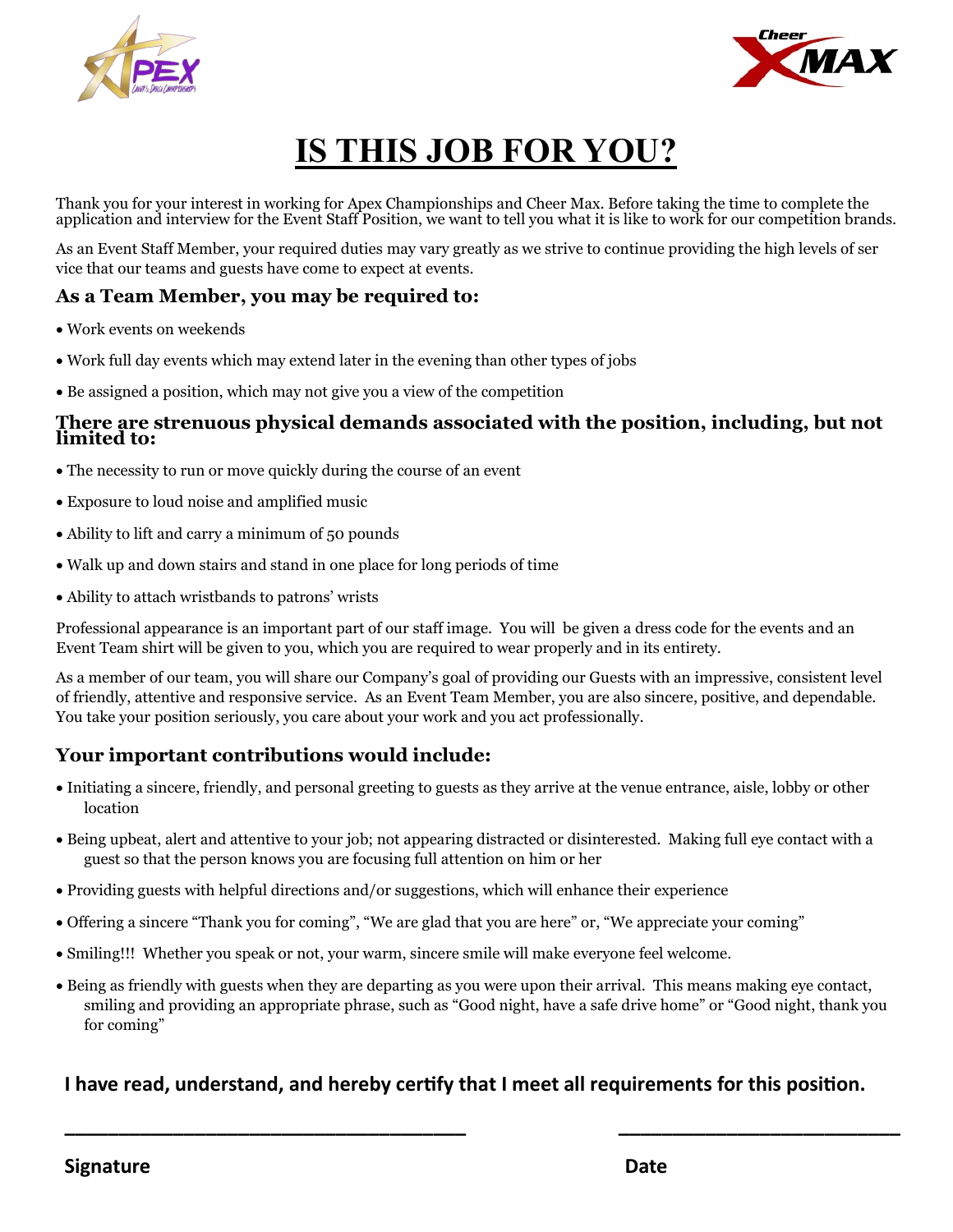# IS THIS JOB FOR YOU?

Thank you for your interest in working for Apex Championships and Cheer Max. Before taking the time to complete the application and interview for the Event Staff Position, we want to tell you what it is like to work for our competition brands.

As an Event Staff Member, your required duties may vary greatly as we strive to continue providing the high levels of ser vice that our teams and guests have come to expect at events.

### As a Team Member, you may be required to:

- Work events on weekends
- Work full day events which may extend later in the evening than other types of jobs
- Be assigned a position, which may not give you a view of the competition

### There are strenuous physical demands associated with the position, including, but not limited to:

- The necessity to run or move quickly during the course of an event
- Exposure to loud noise and amplified music
- Ability to lift and carry a minimum of 50 pounds
- Walk up and down stairs and stand in one place for long periods of time
- Ability to attach wristbands to patrons' wrists

Professional appearance is an important part of our staff image. You will be given a dress code for the events and an Event Team shirt will be given to you, which you are required to wear properly and in its entirety.

As a member of our team, you will share our Company's goal of providing our Guests with an impressive, consistent level of friendly, attentive and responsive service. As an Event Team Member, you are also sincere, positive, and dependable. You take your position seriously, you care about your work and you act professionally.

### Your important contributions would include:

- Initiating a sincere, friendly, and personal greeting to guests as they arrive at the venue entrance, aisle, lobby or other location
- Being upbeat, alert and attentive to your job; not appearing distracted or disinterested. Making full eye contact with a guest so that the person knows you are focusing full attention on him or her
- Providing guests with helpful directions and/or suggestions, which will enhance their experience
- Offering a sincere "Thank you for coming", "We are glad that you are here" or, "We appreciate your coming"
- Smiling!!! Whether you speak or not, your warm, sincere smile will make everyone feel welcome.
- Being as friendly with guests when they are departing as you were upon their arrival. This means making eye contact, smiling and providing an appropriate phrase, such as "Good night, have a safe drive home" or "Good night, thank you for coming"

**I have read, understand, and hereby certify that I meet all requirements for this position.**

\_\_\_\_\_\_\_\_\_\_\_\_\_\_\_\_\_\_\_\_\_\_\_\_\_\_\_\_\_\_\_\_\_\_\_\_ \_\_\_\_\_\_\_\_\_\_\_\_\_\_\_\_\_\_\_\_\_\_\_\_\_\_

**Signature** **Date**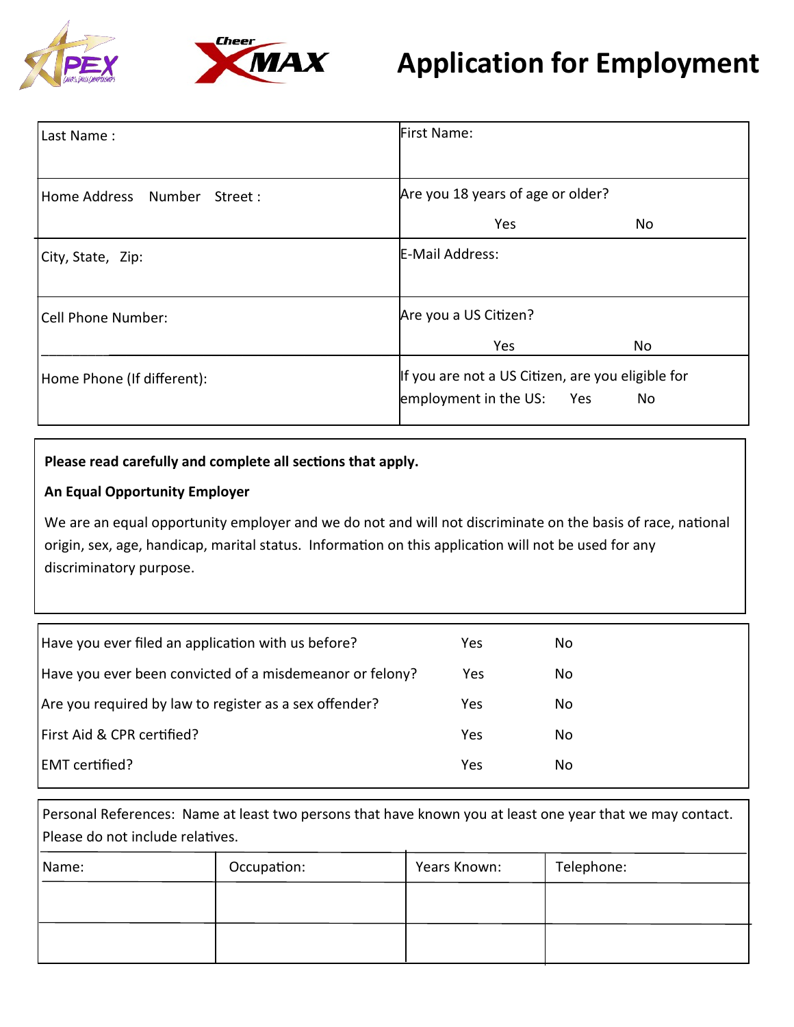# Application for Employment

| Last Name : | First Name: |
|---|---|
| Home Address Number Street : | Are you 18 years of age or older? Yes No |
| City, State, Zip: | E-Mail Address: |
| Cell Phone Number: | Are you a US Citizen? Yes No |
| Home Phone (If different): | If you are not a US Citizen, are you eligible for employment in the US: Yes No |

**Please read carefully and complete all sections that apply.**

**An Equal Opportunity Employer**

We are an equal opportunity employer and we do not and will not discriminate on the basis of race, national origin, sex, age, handicap, marital status. Information on this application will not be used for any discriminatory purpose.

| | | |
|---|---|---|
| Have you ever filed an application with us before? | Yes | No |
| Have you ever been convicted of a misdemeanor or felony? | Yes | No |
| Are you required by law to register as a sex offender? | Yes | No |
| First Aid & CPR certified? | Yes | No |
| EMT certified? | Yes | No |

Personal References: Name at least two persons that have known you at least one year that we may contact. Please do not include relatives.

| Name: | Occupation: | Years Known: | Telephone: |
|---|---|---|---|
| | | | |
| | | | |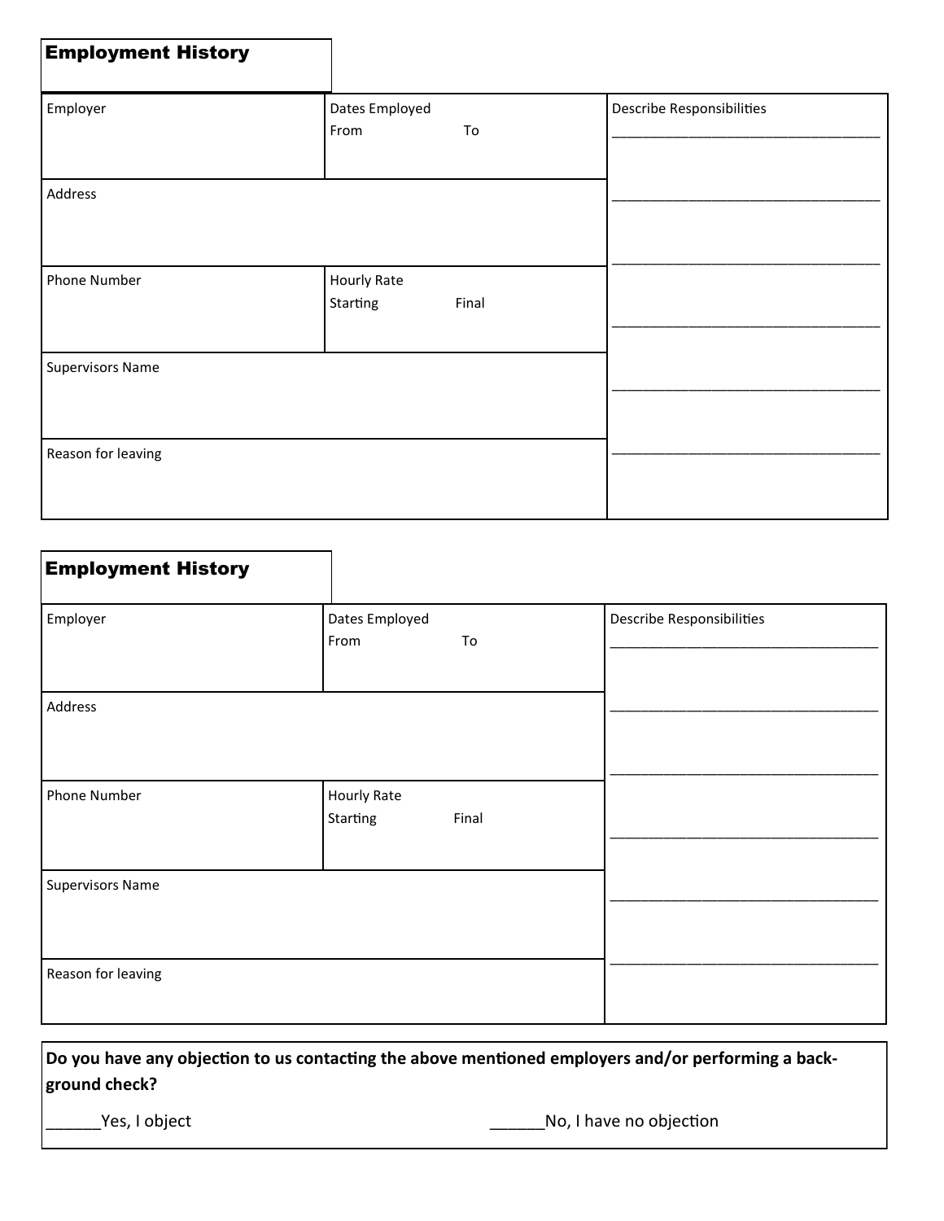## Employment History

| Employer | Dates Employed<br>From To | Describe Responsibilities<br>___________________________________<br>___________________________________<br>___________________________________<br>___________________________________<br>___________________________________<br>___________________________________ |
|---|---|---|
| Address | | |
| Phone Number | Hourly Rate<br>Starting Final | |
| Supervisors Name | | |
| Reason for leaving | | |

## Employment History

| Employer | Dates Employed<br>From To | Describe Responsibilities<br>___________________________________<br>___________________________________<br>___________________________________<br>___________________________________<br>___________________________________<br>___________________________________ |
|---|---|---|
| Address | | |
| Phone Number | Hourly Rate<br>Starting Final | |
| Supervisors Name | | |
| Reason for leaving | | |

**Do you have any objection to us contacting the above mentioned employers and/or performing a back-ground check?**

______Yes, I object　　　　　　______No, I have no objection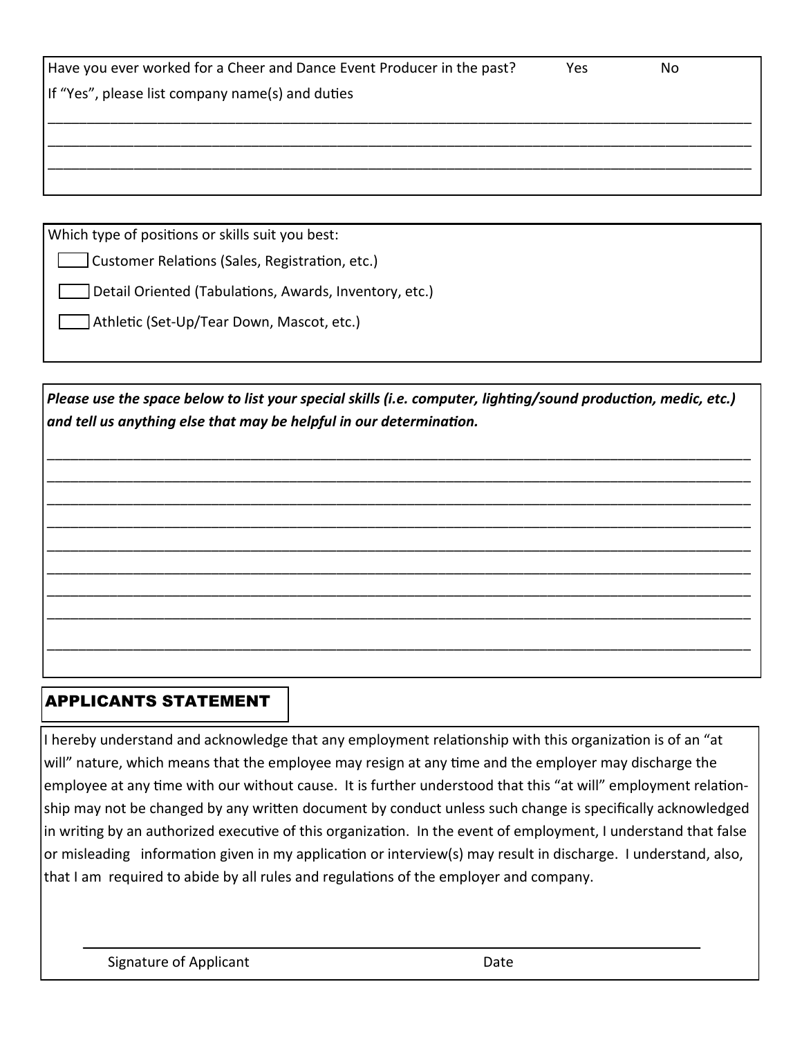Have you ever worked for a Cheer and Dance Event Producer in the past? Yes No

If "Yes", please list company name(s) and duties

_______________________________________________________________________________

_______________________________________________________________________________

_______________________________________________________________________________

Which type of positions or skills suit you best:

- [ ] Customer Relations (Sales, Registration, etc.)
- [ ] Detail Oriented (Tabulations, Awards, Inventory, etc.)
- [ ] Athletic (Set-Up/Tear Down, Mascot, etc.)

***Please use the space below to list your special skills (i.e. computer, lighting/sound production, medic, etc.) and tell us anything else that may be helpful in our determination.***

_______________________________________________________________________________

_______________________________________________________________________________

_______________________________________________________________________________

_______________________________________________________________________________

_______________________________________________________________________________

_______________________________________________________________________________

_______________________________________________________________________________

_______________________________________________________________________________

_______________________________________________________________________________

## APPLICANTS STATEMENT

I hereby understand and acknowledge that any employment relationship with this organization is of an "at will" nature, which means that the employee may resign at any time and the employer may discharge the employee at any time with our without cause. It is further understood that this "at will" employment relationship may not be changed by any written document by conduct unless such change is specifically acknowledged in writing by an authorized executive of this organization. In the event of employment, I understand that false or misleading information given in my application or interview(s) may result in discharge. I understand, also, that I am required to abide by all rules and regulations of the employer and company.

_______________________________________________________________________________

Signature of Applicant Date